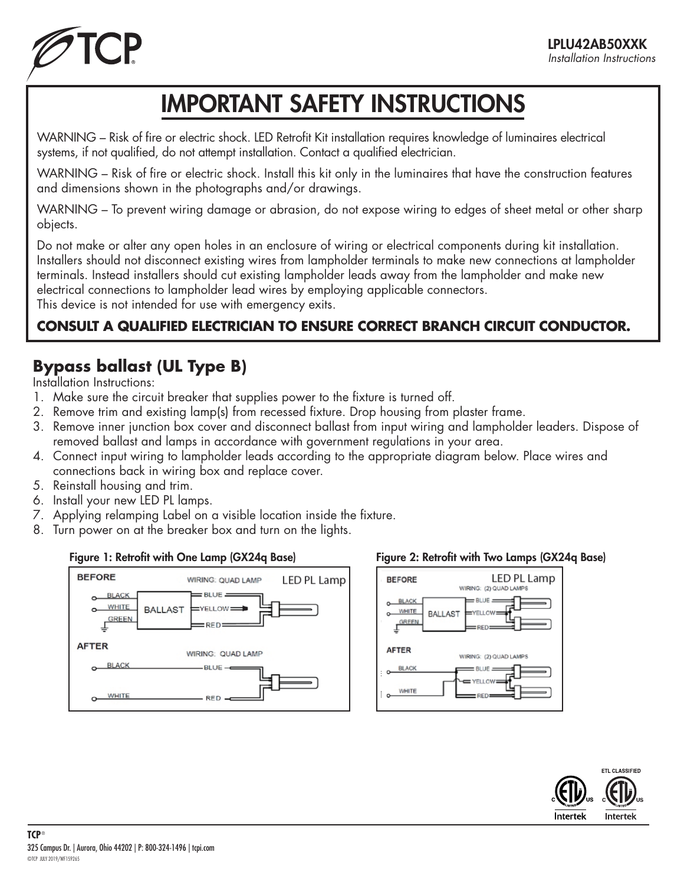LPLU42AB50XXK
*Installation Instructions*

# IMPORTANT SAFETY INSTRUCTIONS

WARNING – Risk of fire or electric shock. LED Retrofit Kit installation requires knowledge of luminaires electrical systems, if not qualified, do not attempt installation. Contact a qualified electrician.

WARNING – Risk of fire or electric shock. Install this kit only in the luminaires that have the construction features and dimensions shown in the photographs and/or drawings.

WARNING – To prevent wiring damage or abrasion, do not expose wiring to edges of sheet metal or other sharp objects.

Do not make or alter any open holes in an enclosure of wiring or electrical components during kit installation. Installers should not disconnect existing wires from lampholder terminals to make new connections at lampholder terminals. Instead installers should cut existing lampholder leads away from the lampholder and make new electrical connections to lampholder lead wires by employing applicable connectors.
This device is not intended for use with emergency exits.

**CONSULT A QUALIFIED ELECTRICIAN TO ENSURE CORRECT BRANCH CIRCUIT CONDUCTOR.**

## Bypass ballast (UL Type B)

Installation Instructions:

1. Make sure the circuit breaker that supplies power to the fixture is turned off.
2. Remove trim and existing lamp(s) from recessed fixture. Drop housing from plaster frame.
3. Remove inner junction box cover and disconnect ballast from input wiring and lampholder leaders. Dispose of removed ballast and lamps in accordance with government regulations in your area.
4. Connect input wiring to lampholder leads according to the appropriate diagram below. Place wires and connections back in wiring box and replace cover.
5. Reinstall housing and trim.
6. Install your new LED PL lamps.
7. Applying relamping Label on a visible location inside the fixture.
8. Turn power on at the breaker box and turn on the lights.

**Figure 1: Retrofit with One Lamp (GX24q Base)**

BEFORE — WIRING: QUAD LAMP — LED PL Lamp
BLACK, WHITE, GREEN — BALLAST — BLUE, YELLOW, RED

AFTER — WIRING: QUAD LAMP
BLACK — BLUE
WHITE — RED

**Figure 2: Retrofit with Two Lamps (GX24q Base)**

BEFORE — LED PL Lamp — WIRING: (2) QUAD LAMPS
BLACK, WHITE, GREEN — BALLAST — BLUE, YELLOW, RED

AFTER — WIRING: (2) QUAD LAMPS
BLACK — BLUE, YELLOW
WHITE — RED

ETL CLASSIFIED
Intertek Intertek

**TCP**®
325 Campus Dr. | Aurora, Ohio 44202 | P: 800-324-1496 | tcpi.com
©TCP JULY 2019/WF159265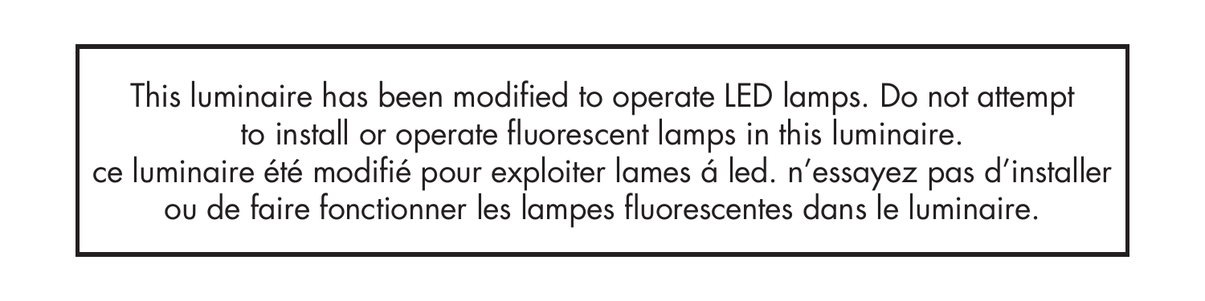This luminaire has been modified to operate LED lamps. Do not attempt to install or operate fluorescent lamps in this luminaire.
ce luminaire été modifié pour exploiter lames á led. n'essayez pas d'installer ou de faire fonctionner les lampes fluorescentes dans le luminaire.